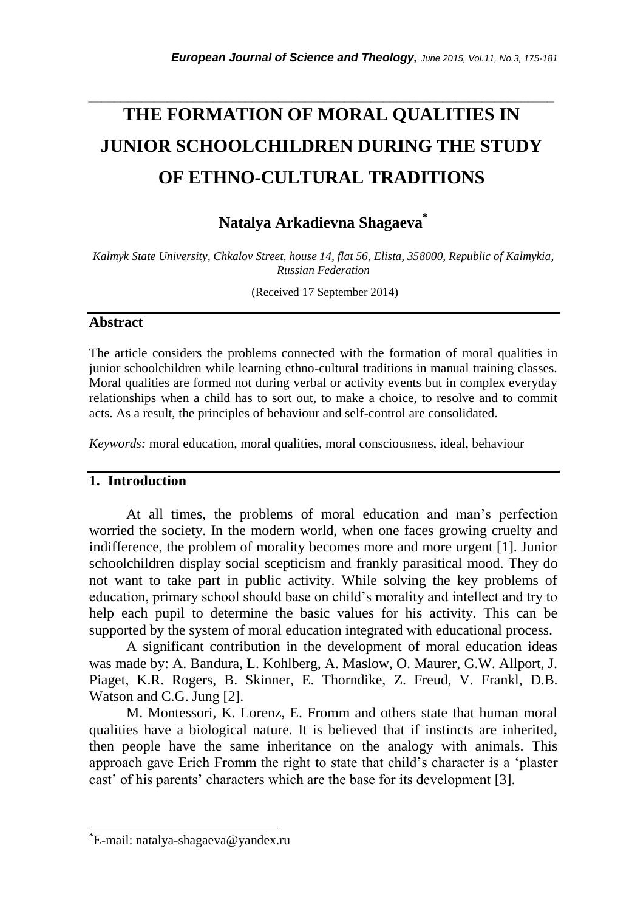# THE FORMATION OF MORAL QUALITIES IN JUNIOR SCHOOLCHILDREN DURING THE STUDY OF ETHNO-CULTURAL TRADITIONS

**Natalya Arkadievna Shagaeva***

*Kalmyk State University, Chkalov Street, house 14, flat 56, Elista, 358000, Republic of Kalmykia, Russian Federation*

(Received 17 September 2014)

## Abstract

The article considers the problems connected with the formation of moral qualities in junior schoolchildren while learning ethno-cultural traditions in manual training classes. Moral qualities are formed not during verbal or activity events but in complex everyday relationships when a child has to sort out, to make a choice, to resolve and to commit acts. As a result, the principles of behaviour and self-control are consolidated.

*Keywords:* moral education, moral qualities, moral consciousness, ideal, behaviour

## 1. Introduction

At all times, the problems of moral education and man's perfection worried the society. In the modern world, when one faces growing cruelty and indifference, the problem of morality becomes more and more urgent [1]. Junior schoolchildren display social scepticism and frankly parasitical mood. They do not want to take part in public activity. While solving the key problems of education, primary school should base on child's morality and intellect and try to help each pupil to determine the basic values for his activity. This can be supported by the system of moral education integrated with educational process.

A significant contribution in the development of moral education ideas was made by: A. Bandura, L. Kohlberg, A. Maslow, O. Maurer, G.W. Allport, J. Piaget, K.R. Rogers, B. Skinner, E. Thorndike, Z. Freud, V. Frankl, D.B. Watson and C.G. Jung [2].

M. Montessori, K. Lorenz, E. Fromm and others state that human moral qualities have a biological nature. It is believed that if instincts are inherited, then people have the same inheritance on the analogy with animals. This approach gave Erich Fromm the right to state that child's character is a 'plaster cast' of his parents' characters which are the base for its development [3].

*E-mail: natalya-shagaeva@yandex.ru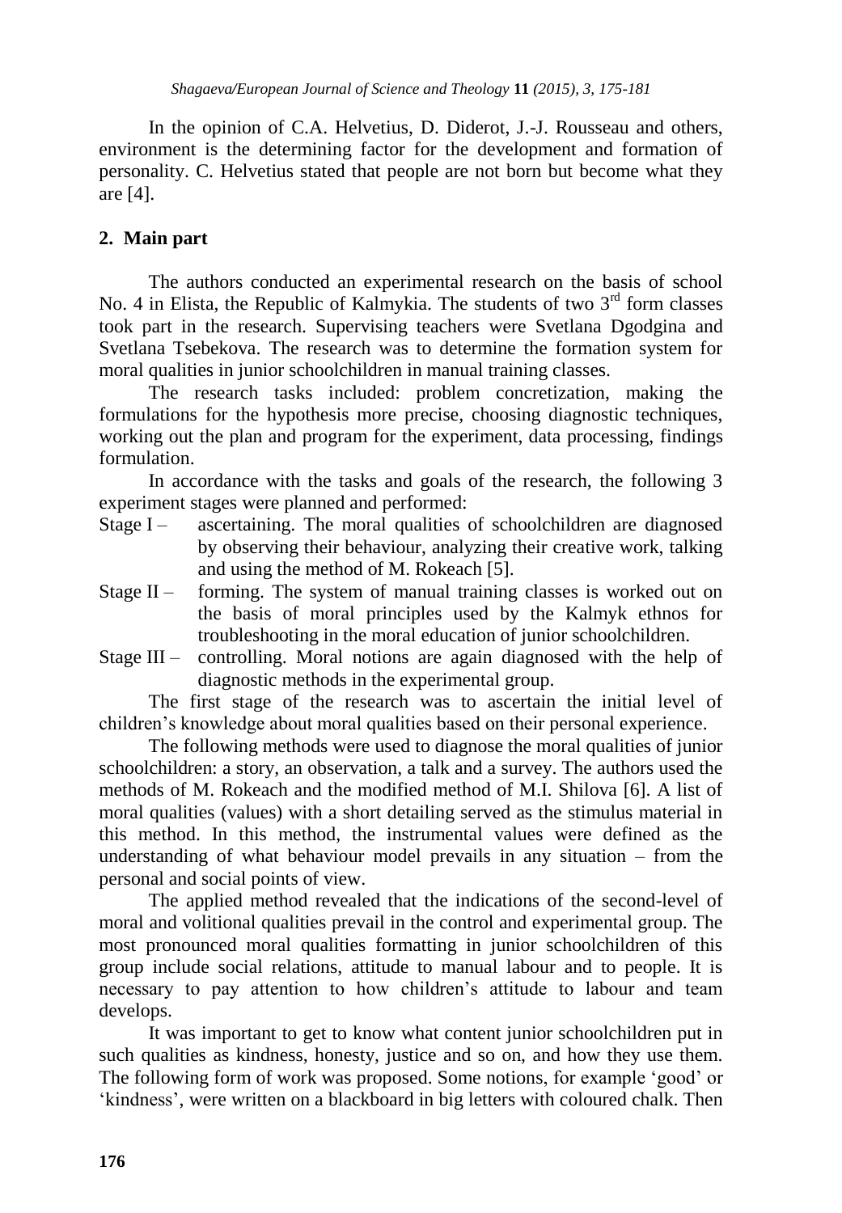In the opinion of C.A. Helvetius, D. Diderot, J.-J. Rousseau and others, environment is the determining factor for the development and formation of personality. C. Helvetius stated that people are not born but become what they are [4].

## 2. Main part

The authors conducted an experimental research on the basis of school No. 4 in Elista, the Republic of Kalmykia. The students of two 3rd form classes took part in the research. Supervising teachers were Svetlana Dgodgina and Svetlana Tsebekova. The research was to determine the formation system for moral qualities in junior schoolchildren in manual training classes.

The research tasks included: problem concretization, making the formulations for the hypothesis more precise, choosing diagnostic techniques, working out the plan and program for the experiment, data processing, findings formulation.

In accordance with the tasks and goals of the research, the following 3 experiment stages were planned and performed:

Stage I – ascertaining. The moral qualities of schoolchildren are diagnosed by observing their behaviour, analyzing their creative work, talking and using the method of M. Rokeach [5].

Stage II – forming. The system of manual training classes is worked out on the basis of moral principles used by the Kalmyk ethnos for troubleshooting in the moral education of junior schoolchildren.

Stage III – controlling. Moral notions are again diagnosed with the help of diagnostic methods in the experimental group.

The first stage of the research was to ascertain the initial level of children's knowledge about moral qualities based on their personal experience.

The following methods were used to diagnose the moral qualities of junior schoolchildren: a story, an observation, a talk and a survey. The authors used the methods of M. Rokeach and the modified method of M.I. Shilova [6]. A list of moral qualities (values) with a short detailing served as the stimulus material in this method. In this method, the instrumental values were defined as the understanding of what behaviour model prevails in any situation – from the personal and social points of view.

The applied method revealed that the indications of the second-level of moral and volitional qualities prevail in the control and experimental group. The most pronounced moral qualities formatting in junior schoolchildren of this group include social relations, attitude to manual labour and to people. It is necessary to pay attention to how children's attitude to labour and team develops.

It was important to get to know what content junior schoolchildren put in such qualities as kindness, honesty, justice and so on, and how they use them. The following form of work was proposed. Some notions, for example 'good' or 'kindness', were written on a blackboard in big letters with coloured chalk. Then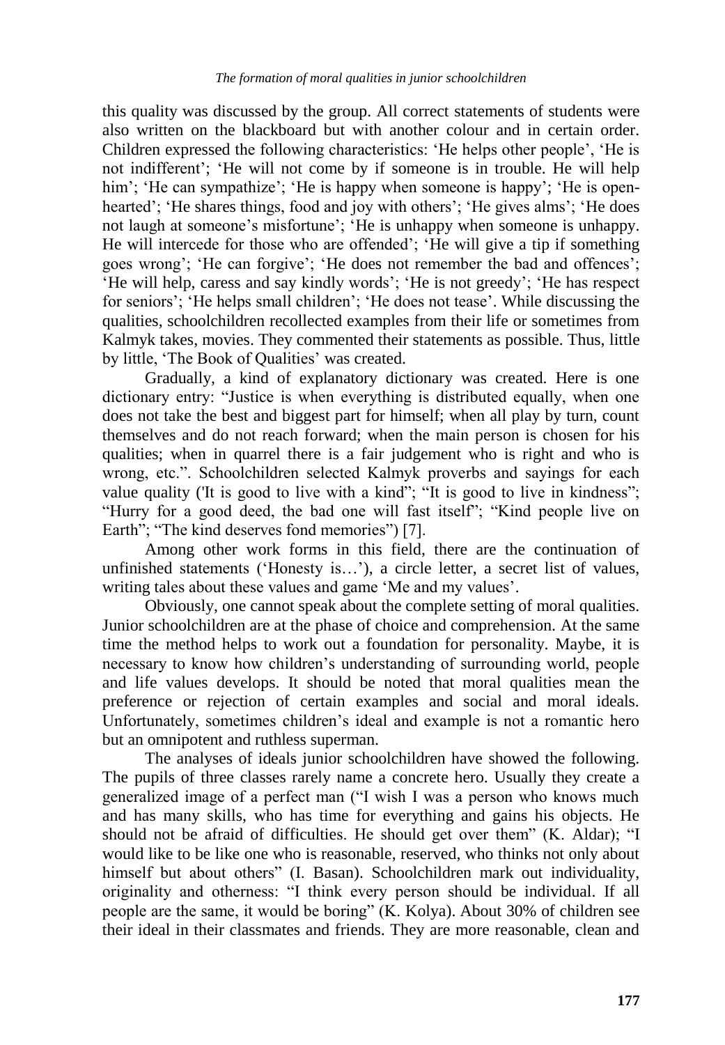this quality was discussed by the group. All correct statements of students were also written on the blackboard but with another colour and in certain order. Children expressed the following characteristics: 'He helps other people', 'He is not indifferent'; 'He will not come by if someone is in trouble. He will help him'; 'He can sympathize'; 'He is happy when someone is happy'; 'He is open-hearted'; 'He shares things, food and joy with others'; 'He gives alms'; 'He does not laugh at someone's misfortune'; 'He is unhappy when someone is unhappy. He will intercede for those who are offended'; 'He will give a tip if something goes wrong'; 'He can forgive'; 'He does not remember the bad and offences'; 'He will help, caress and say kindly words'; 'He is not greedy'; 'He has respect for seniors'; 'He helps small children'; 'He does not tease'. While discussing the qualities, schoolchildren recollected examples from their life or sometimes from Kalmyk takes, movies. They commented their statements as possible. Thus, little by little, 'The Book of Qualities' was created.

Gradually, a kind of explanatory dictionary was created. Here is one dictionary entry: "Justice is when everything is distributed equally, when one does not take the best and biggest part for himself; when all play by turn, count themselves and do not reach forward; when the main person is chosen for his qualities; when in quarrel there is a fair judgement who is right and who is wrong, etc.". Schoolchildren selected Kalmyk proverbs and sayings for each value quality ('It is good to live with a kind"; "It is good to live in kindness"; "Hurry for a good deed, the bad one will fast itself"; "Kind people live on Earth"; "The kind deserves fond memories") [7].

Among other work forms in this field, there are the continuation of unfinished statements ('Honesty is…'), a circle letter, a secret list of values, writing tales about these values and game 'Me and my values'.

Obviously, one cannot speak about the complete setting of moral qualities. Junior schoolchildren are at the phase of choice and comprehension. At the same time the method helps to work out a foundation for personality. Maybe, it is necessary to know how children's understanding of surrounding world, people and life values develops. It should be noted that moral qualities mean the preference or rejection of certain examples and social and moral ideals. Unfortunately, sometimes children's ideal and example is not a romantic hero but an omnipotent and ruthless superman.

The analyses of ideals junior schoolchildren have showed the following. The pupils of three classes rarely name a concrete hero. Usually they create a generalized image of a perfect man ("I wish I was a person who knows much and has many skills, who has time for everything and gains his objects. He should not be afraid of difficulties. He should get over them" (K. Aldar); "I would like to be like one who is reasonable, reserved, who thinks not only about himself but about others" (I. Basan). Schoolchildren mark out individuality, originality and otherness: "I think every person should be individual. If all people are the same, it would be boring" (K. Kolya). About 30% of children see their ideal in their classmates and friends. They are more reasonable, clean and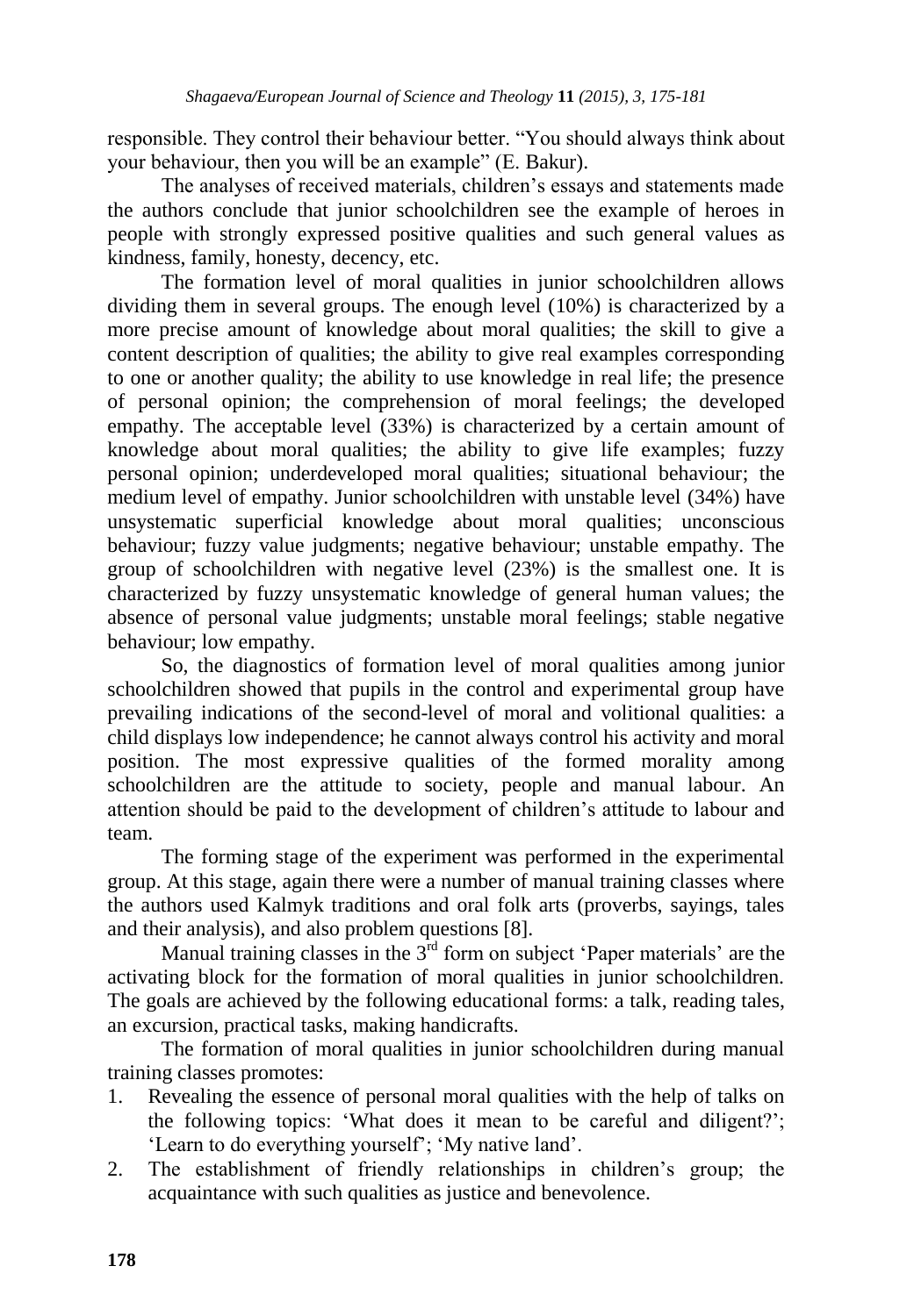responsible. They control their behaviour better. "You should always think about your behaviour, then you will be an example" (E. Bakur).

The analyses of received materials, children's essays and statements made the authors conclude that junior schoolchildren see the example of heroes in people with strongly expressed positive qualities and such general values as kindness, family, honesty, decency, etc.

The formation level of moral qualities in junior schoolchildren allows dividing them in several groups. The enough level (10%) is characterized by a more precise amount of knowledge about moral qualities; the skill to give a content description of qualities; the ability to give real examples corresponding to one or another quality; the ability to use knowledge in real life; the presence of personal opinion; the comprehension of moral feelings; the developed empathy. The acceptable level (33%) is characterized by a certain amount of knowledge about moral qualities; the ability to give life examples; fuzzy personal opinion; underdeveloped moral qualities; situational behaviour; the medium level of empathy. Junior schoolchildren with unstable level (34%) have unsystematic superficial knowledge about moral qualities; unconscious behaviour; fuzzy value judgments; negative behaviour; unstable empathy. The group of schoolchildren with negative level (23%) is the smallest one. It is characterized by fuzzy unsystematic knowledge of general human values; the absence of personal value judgments; unstable moral feelings; stable negative behaviour; low empathy.

So, the diagnostics of formation level of moral qualities among junior schoolchildren showed that pupils in the control and experimental group have prevailing indications of the second-level of moral and volitional qualities: a child displays low independence; he cannot always control his activity and moral position. The most expressive qualities of the formed morality among schoolchildren are the attitude to society, people and manual labour. An attention should be paid to the development of children's attitude to labour and team.

The forming stage of the experiment was performed in the experimental group. At this stage, again there were a number of manual training classes where the authors used Kalmyk traditions and oral folk arts (proverbs, sayings, tales and their analysis), and also problem questions [8].

Manual training classes in the 3rd form on subject 'Paper materials' are the activating block for the formation of moral qualities in junior schoolchildren. The goals are achieved by the following educational forms: a talk, reading tales, an excursion, practical tasks, making handicrafts.

The formation of moral qualities in junior schoolchildren during manual training classes promotes:

1. Revealing the essence of personal moral qualities with the help of talks on the following topics: 'What does it mean to be careful and diligent?'; 'Learn to do everything yourself'; 'My native land'.
2. The establishment of friendly relationships in children's group; the acquaintance with such qualities as justice and benevolence.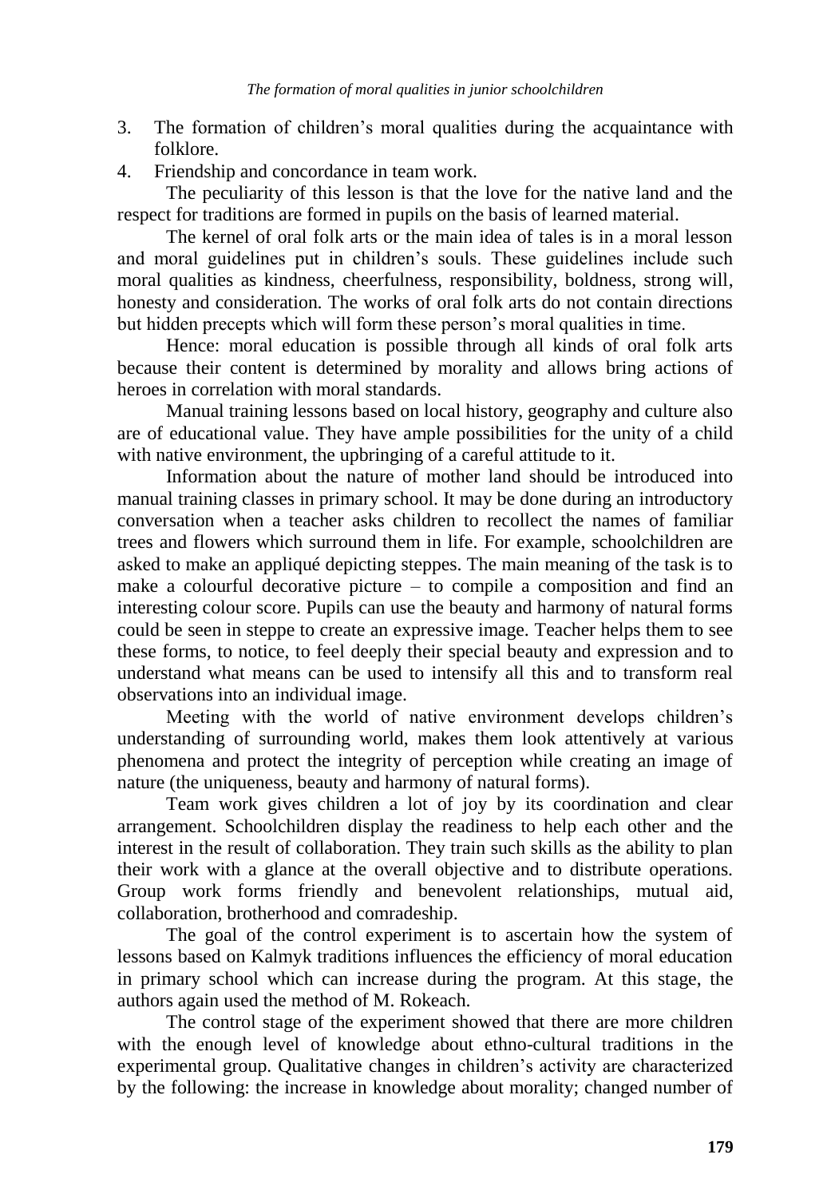3. The formation of children's moral qualities during the acquaintance with folklore.
4. Friendship and concordance in team work.

The peculiarity of this lesson is that the love for the native land and the respect for traditions are formed in pupils on the basis of learned material.

The kernel of oral folk arts or the main idea of tales is in a moral lesson and moral guidelines put in children's souls. These guidelines include such moral qualities as kindness, cheerfulness, responsibility, boldness, strong will, honesty and consideration. The works of oral folk arts do not contain directions but hidden precepts which will form these person's moral qualities in time.

Hence: moral education is possible through all kinds of oral folk arts because their content is determined by morality and allows bring actions of heroes in correlation with moral standards.

Manual training lessons based on local history, geography and culture also are of educational value. They have ample possibilities for the unity of a child with native environment, the upbringing of a careful attitude to it.

Information about the nature of mother land should be introduced into manual training classes in primary school. It may be done during an introductory conversation when a teacher asks children to recollect the names of familiar trees and flowers which surround them in life. For example, schoolchildren are asked to make an appliqué depicting steppes. The main meaning of the task is to make a colourful decorative picture – to compile a composition and find an interesting colour score. Pupils can use the beauty and harmony of natural forms could be seen in steppe to create an expressive image. Teacher helps them to see these forms, to notice, to feel deeply their special beauty and expression and to understand what means can be used to intensify all this and to transform real observations into an individual image.

Meeting with the world of native environment develops children's understanding of surrounding world, makes them look attentively at various phenomena and protect the integrity of perception while creating an image of nature (the uniqueness, beauty and harmony of natural forms).

Team work gives children a lot of joy by its coordination and clear arrangement. Schoolchildren display the readiness to help each other and the interest in the result of collaboration. They train such skills as the ability to plan their work with a glance at the overall objective and to distribute operations. Group work forms friendly and benevolent relationships, mutual aid, collaboration, brotherhood and comradeship.

The goal of the control experiment is to ascertain how the system of lessons based on Kalmyk traditions influences the efficiency of moral education in primary school which can increase during the program. At this stage, the authors again used the method of M. Rokeach.

The control stage of the experiment showed that there are more children with the enough level of knowledge about ethno-cultural traditions in the experimental group. Qualitative changes in children's activity are characterized by the following: the increase in knowledge about morality; changed number of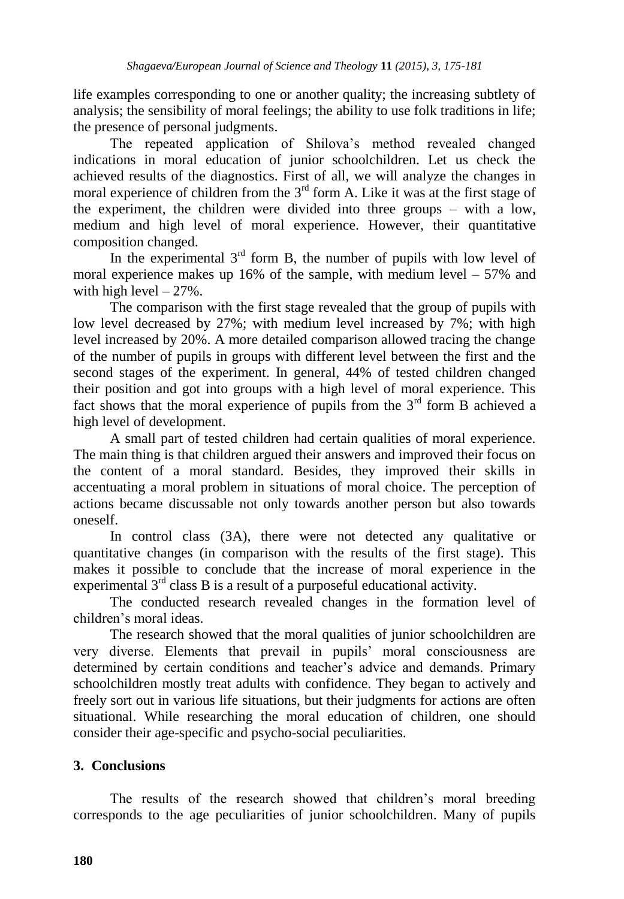life examples corresponding to one or another quality; the increasing subtlety of analysis; the sensibility of moral feelings; the ability to use folk traditions in life; the presence of personal judgments.

The repeated application of Shilova's method revealed changed indications in moral education of junior schoolchildren. Let us check the achieved results of the diagnostics. First of all, we will analyze the changes in moral experience of children from the 3rd form A. Like it was at the first stage of the experiment, the children were divided into three groups – with a low, medium and high level of moral experience. However, their quantitative composition changed.

In the experimental 3rd form B, the number of pupils with low level of moral experience makes up 16% of the sample, with medium level – 57% and with high level – 27%.

The comparison with the first stage revealed that the group of pupils with low level decreased by 27%; with medium level increased by 7%; with high level increased by 20%. A more detailed comparison allowed tracing the change of the number of pupils in groups with different level between the first and the second stages of the experiment. In general, 44% of tested children changed their position and got into groups with a high level of moral experience. This fact shows that the moral experience of pupils from the 3rd form B achieved a high level of development.

A small part of tested children had certain qualities of moral experience. The main thing is that children argued their answers and improved their focus on the content of a moral standard. Besides, they improved their skills in accentuating a moral problem in situations of moral choice. The perception of actions became discussable not only towards another person but also towards oneself.

In control class (3A), there were not detected any qualitative or quantitative changes (in comparison with the results of the first stage). This makes it possible to conclude that the increase of moral experience in the experimental 3rd class B is a result of a purposeful educational activity.

The conducted research revealed changes in the formation level of children's moral ideas.

The research showed that the moral qualities of junior schoolchildren are very diverse. Elements that prevail in pupils' moral consciousness are determined by certain conditions and teacher's advice and demands. Primary schoolchildren mostly treat adults with confidence. They began to actively and freely sort out in various life situations, but their judgments for actions are often situational. While researching the moral education of children, one should consider their age-specific and psycho-social peculiarities.

## 3. Conclusions

The results of the research showed that children's moral breeding corresponds to the age peculiarities of junior schoolchildren. Many of pupils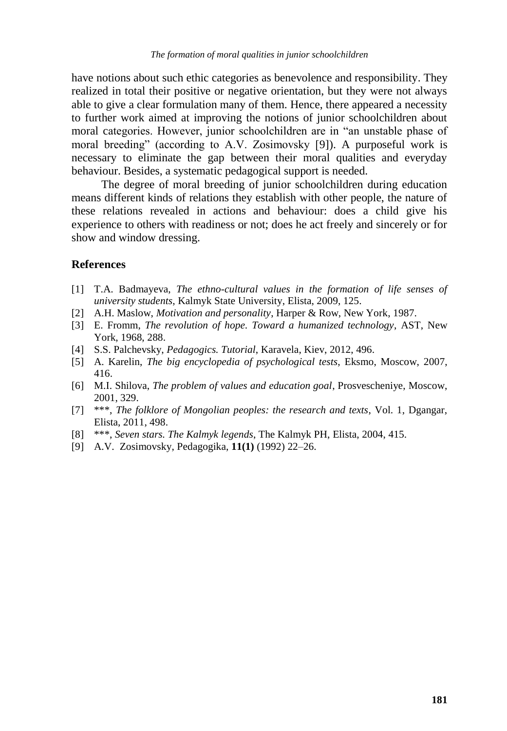have notions about such ethic categories as benevolence and responsibility. They realized in total their positive or negative orientation, but they were not always able to give a clear formulation many of them. Hence, there appeared a necessity to further work aimed at improving the notions of junior schoolchildren about moral categories. However, junior schoolchildren are in "an unstable phase of moral breeding" (according to A.V. Zosimovsky [9]). A purposeful work is necessary to eliminate the gap between their moral qualities and everyday behaviour. Besides, a systematic pedagogical support is needed.

The degree of moral breeding of junior schoolchildren during education means different kinds of relations they establish with other people, the nature of these relations revealed in actions and behaviour: does a child give his experience to others with readiness or not; does he act freely and sincerely or for show and window dressing.

## References

[1] T.A. Badmayeva, *The ethno-cultural values in the formation of life senses of university students*, Kalmyk State University, Elista, 2009, 125.

[2] A.H. Maslow, *Motivation and personality*, Harper & Row, New York, 1987.

[3] E. Fromm, *The revolution of hope. Toward a humanized technology*, AST, New York, 1968, 288.

[4] S.S. Palchevsky, *Pedagogics. Tutorial*, Karavela, Kiev, 2012, 496.

[5] A. Karelin, *The big encyclopedia of psychological tests*, Eksmo, Moscow, 2007, 416.

[6] M.I. Shilova, *The problem of values and education goal*, Prosvescheniye, Moscow, 2001, 329.

[7] ***, *The folklore of Mongolian peoples: the research and texts*, Vol. 1, Dgangar, Elista, 2011, 498.

[8] ***, *Seven stars. The Kalmyk legends*, The Kalmyk PH, Elista, 2004, 415.

[9] A.V. Zosimovsky, Pedagogika, **11(1)** (1992) 22–26.